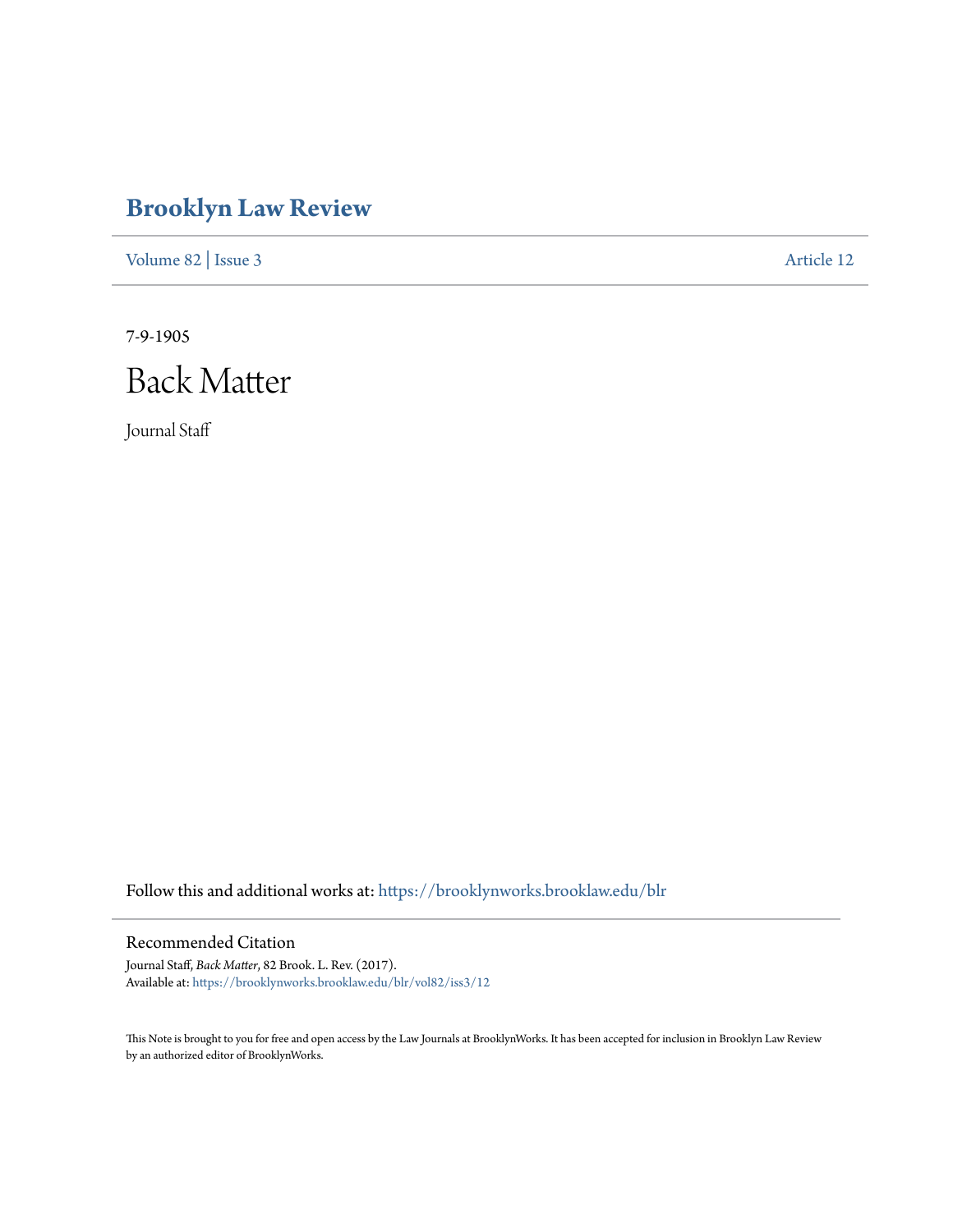# Brooklyn Law Review

Volume 82 | Issue 3 Article 12

7-9-1905

## Back Matter

Journal Staff

Follow this and additional works at: https://brooklynworks.brooklaw.edu/blr

### Recommended Citation

Journal Staff, *Back Matter*, 82 Brook. L. Rev. (2017).
Available at: https://brooklynworks.brooklaw.edu/blr/vol82/iss3/12

This Note is brought to you for free and open access by the Law Journals at BrooklynWorks. It has been accepted for inclusion in Brooklyn Law Review by an authorized editor of BrooklynWorks.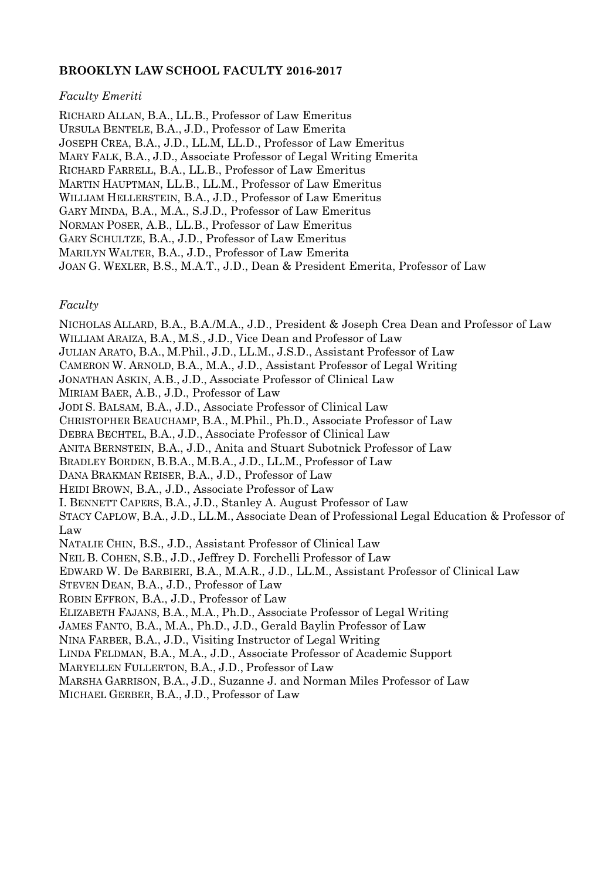**BROOKLYN LAW SCHOOL FACULTY 2016-2017**

*Faculty Emeriti*

RICHARD ALLAN, B.A., LL.B., Professor of Law Emeritus
URSULA BENTELE, B.A., J.D., Professor of Law Emerita
JOSEPH CREA, B.A., J.D., LL.M, LL.D., Professor of Law Emeritus
MARY FALK, B.A., J.D., Associate Professor of Legal Writing Emerita
RICHARD FARRELL, B.A., LL.B., Professor of Law Emeritus
MARTIN HAUPTMAN, LL.B., LL.M., Professor of Law Emeritus
WILLIAM HELLERSTEIN, B.A., J.D., Professor of Law Emeritus
GARY MINDA, B.A., M.A., S.J.D., Professor of Law Emeritus
NORMAN POSER, A.B., LL.B., Professor of Law Emeritus
GARY SCHULTZE, B.A., J.D., Professor of Law Emeritus
MARILYN WALTER, B.A., J.D., Professor of Law Emerita
JOAN G. WEXLER, B.S., M.A.T., J.D., Dean & President Emerita, Professor of Law

*Faculty*

NICHOLAS ALLARD, B.A., B.A./M.A., J.D., President & Joseph Crea Dean and Professor of Law
WILLIAM ARAIZA, B.A., M.S., J.D., Vice Dean and Professor of Law
JULIAN ARATO, B.A., M.Phil., J.D., LL.M., J.S.D., Assistant Professor of Law
CAMERON W. ARNOLD, B.A., M.A., J.D., Assistant Professor of Legal Writing
JONATHAN ASKIN, A.B., J.D., Associate Professor of Clinical Law
MIRIAM BAER, A.B., J.D., Professor of Law
JODI S. BALSAM, B.A., J.D., Associate Professor of Clinical Law
CHRISTOPHER BEAUCHAMP, B.A., M.Phil., Ph.D., Associate Professor of Law
DEBRA BECHTEL, B.A., J.D., Associate Professor of Clinical Law
ANITA BERNSTEIN, B.A., J.D., Anita and Stuart Subotnick Professor of Law
BRADLEY BORDEN, B.B.A., M.B.A., J.D., LL.M., Professor of Law
DANA BRAKMAN REISER, B.A., J.D., Professor of Law
HEIDI BROWN, B.A., J.D., Associate Professor of Law
I. BENNETT CAPERS, B.A., J.D., Stanley A. August Professor of Law
STACY CAPLOW, B.A., J.D., LL.M., Associate Dean of Professional Legal Education & Professor of Law
NATALIE CHIN, B.S., J.D., Assistant Professor of Clinical Law
NEIL B. COHEN, S.B., J.D., Jeffrey D. Forchelli Professor of Law
EDWARD W. De BARBIERI, B.A., M.A.R., J.D., LL.M., Assistant Professor of Clinical Law
STEVEN DEAN, B.A., J.D., Professor of Law
ROBIN EFFRON, B.A., J.D., Professor of Law
ELIZABETH FAJANS, B.A., M.A., Ph.D., Associate Professor of Legal Writing
JAMES FANTO, B.A., M.A., Ph.D., J.D., Gerald Baylin Professor of Law
NINA FARBER, B.A., J.D., Visiting Instructor of Legal Writing
LINDA FELDMAN, B.A., M.A., J.D., Associate Professor of Academic Support
MARYELLEN FULLERTON, B.A., J.D., Professor of Law
MARSHA GARRISON, B.A., J.D., Suzanne J. and Norman Miles Professor of Law
MICHAEL GERBER, B.A., J.D., Professor of Law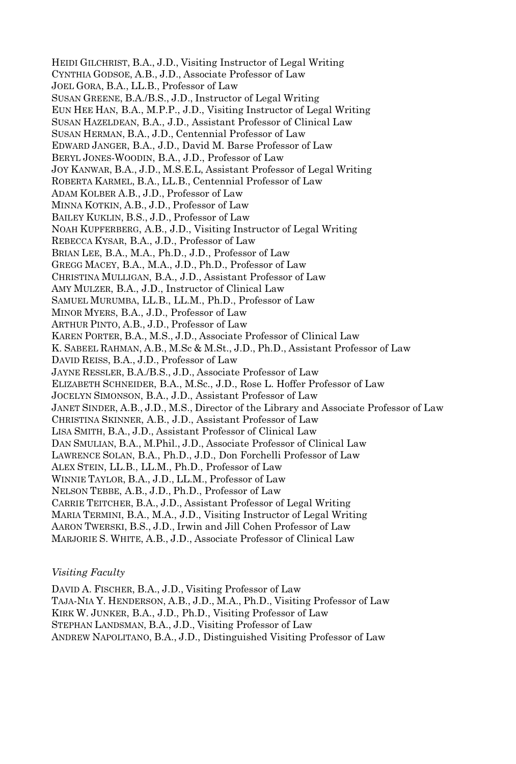HEIDI GILCHRIST, B.A., J.D., Visiting Instructor of Legal Writing
CYNTHIA GODSOE, A.B., J.D., Associate Professor of Law
JOEL GORA, B.A., LL.B., Professor of Law
SUSAN GREENE, B.A./B.S., J.D., Instructor of Legal Writing
EUN HEE HAN, B.A., M.P.P., J.D., Visiting Instructor of Legal Writing
SUSAN HAZELDEAN, B.A., J.D., Assistant Professor of Clinical Law
SUSAN HERMAN, B.A., J.D., Centennial Professor of Law
EDWARD JANGER, B.A., J.D., David M. Barse Professor of Law
BERYL JONES-WOODIN, B.A., J.D., Professor of Law
JOY KANWAR, B.A., J.D., M.S.E.L, Assistant Professor of Legal Writing
ROBERTA KARMEL, B.A., LL.B., Centennial Professor of Law
ADAM KOLBER A.B., J.D., Professor of Law
MINNA KOTKIN, A.B., J.D., Professor of Law
BAILEY KUKLIN, B.S., J.D., Professor of Law
NOAH KUPFERBERG, A.B., J.D., Visiting Instructor of Legal Writing
REBECCA KYSAR, B.A., J.D., Professor of Law
BRIAN LEE, B.A., M.A., Ph.D., J.D., Professor of Law
GREGG MACEY, B.A., M.A., J.D., Ph.D., Professor of Law
CHRISTINA MULLIGAN, B.A., J.D., Assistant Professor of Law
AMY MULZER, B.A., J.D., Instructor of Clinical Law
SAMUEL MURUMBA, LL.B., LL.M., Ph.D., Professor of Law
MINOR MYERS, B.A., J.D., Professor of Law
ARTHUR PINTO, A.B., J.D., Professor of Law
KAREN PORTER, B.A., M.S., J.D., Associate Professor of Clinical Law
K. SABEEL RAHMAN, A.B., M.Sc & M.St., J.D., Ph.D., Assistant Professor of Law
DAVID REISS, B.A., J.D., Professor of Law
JAYNE RESSLER, B.A./B.S., J.D., Associate Professor of Law
ELIZABETH SCHNEIDER, B.A., M.Sc., J.D., Rose L. Hoffer Professor of Law
JOCELYN SIMONSON, B.A., J.D., Assistant Professor of Law
JANET SINDER, A.B., J.D., M.S., Director of the Library and Associate Professor of Law
CHRISTINA SKINNER, A.B., J.D., Assistant Professor of Law
LISA SMITH, B.A., J.D., Assistant Professor of Clinical Law
DAN SMULIAN, B.A., M.Phil., J.D., Associate Professor of Clinical Law
LAWRENCE SOLAN, B.A., Ph.D., J.D., Don Forchelli Professor of Law
ALEX STEIN, LL.B., LL.M., Ph.D., Professor of Law
WINNIE TAYLOR, B.A., J.D., LL.M., Professor of Law
NELSON TEBBE, A.B., J.D., Ph.D., Professor of Law
CARRIE TEITCHER, B.A., J.D., Assistant Professor of Legal Writing
MARIA TERMINI, B.A., M.A., J.D., Visiting Instructor of Legal Writing
AARON TWERSKI, B.S., J.D., Irwin and Jill Cohen Professor of Law
MARJORIE S. WHITE, A.B., J.D., Associate Professor of Clinical Law

*Visiting Faculty*

DAVID A. FISCHER, B.A., J.D., Visiting Professor of Law
TAJA-NIA Y. HENDERSON, A.B., J.D., M.A., Ph.D., Visiting Professor of Law
KIRK W. JUNKER, B.A., J.D., Ph.D., Visiting Professor of Law
STEPHAN LANDSMAN, B.A., J.D., Visiting Professor of Law
ANDREW NAPOLITANO, B.A., J.D., Distinguished Visiting Professor of Law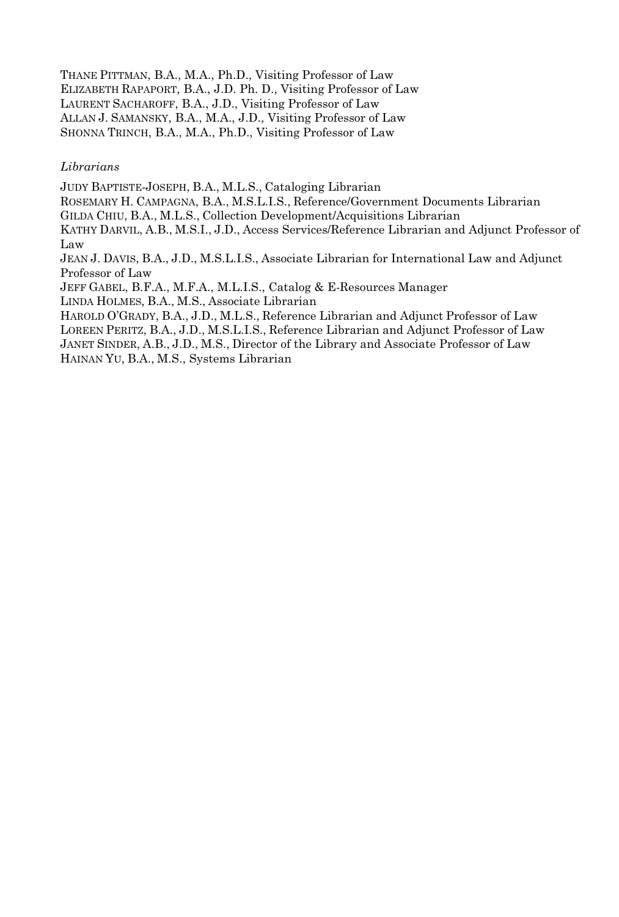THANE PITTMAN, B.A., M.A., Ph.D., Visiting Professor of Law
ELIZABETH RAPAPORT, B.A., J.D. Ph. D., Visiting Professor of Law
LAURENT SACHAROFF, B.A., J.D., Visiting Professor of Law
ALLAN J. SAMANSKY, B.A., M.A., J.D., Visiting Professor of Law
SHONNA TRINCH, B.A., M.A., Ph.D., Visiting Professor of Law

*Librarians*

JUDY BAPTISTE-JOSEPH, B.A., M.L.S., Cataloging Librarian
ROSEMARY H. CAMPAGNA, B.A., M.S.L.I.S., Reference/Government Documents Librarian
GILDA CHIU, B.A., M.L.S., Collection Development/Acquisitions Librarian
KATHY DARVIL, A.B., M.S.I., J.D., Access Services/Reference Librarian and Adjunct Professor of Law
JEAN J. DAVIS, B.A., J.D., M.S.L.I.S., Associate Librarian for International Law and Adjunct Professor of Law
JEFF GABEL, B.F.A., M.F.A., M.L.I.S., Catalog & E-Resources Manager
LINDA HOLMES, B.A., M.S., Associate Librarian
HAROLD O'GRADY, B.A., J.D., M.L.S., Reference Librarian and Adjunct Professor of Law
LOREEN PERITZ, B.A., J.D., M.S.L.I.S., Reference Librarian and Adjunct Professor of Law
JANET SINDER, A.B., J.D., M.S., Director of the Library and Associate Professor of Law
HAINAN YU, B.A., M.S., Systems Librarian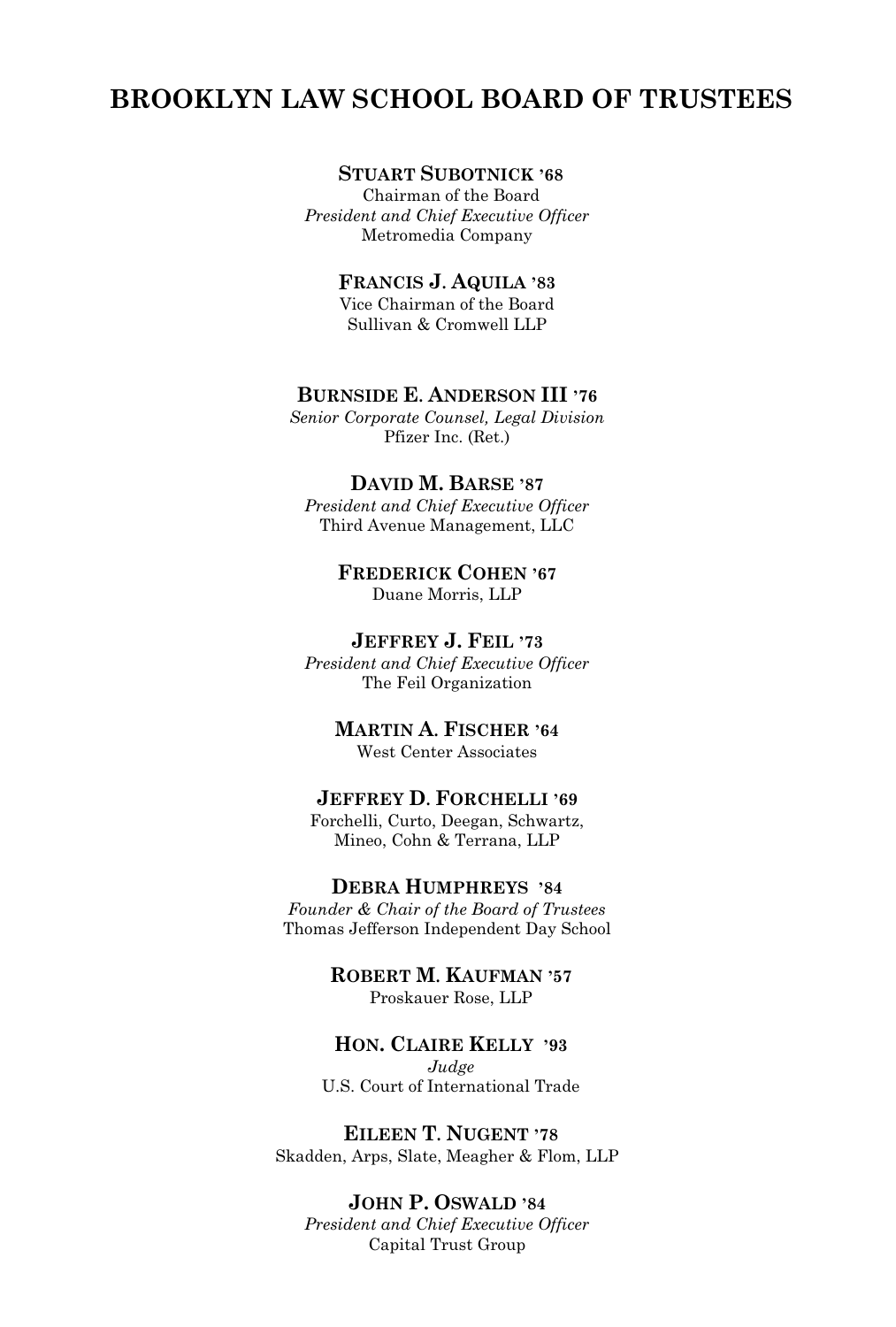# BROOKLYN LAW SCHOOL BOARD OF TRUSTEES

**STUART SUBOTNICK ’68**
Chairman of the Board
*President and Chief Executive Officer*
Metromedia Company

**FRANCIS J. AQUILA ’83**
Vice Chairman of the Board
Sullivan & Cromwell LLP

**BURNSIDE E. ANDERSON III ’76**
*Senior Corporate Counsel, Legal Division*
Pfizer Inc. (Ret.)

**DAVID M. BARSE ’87**
*President and Chief Executive Officer*
Third Avenue Management, LLC

**FREDERICK COHEN ’67**
Duane Morris, LLP

**JEFFREY J. FEIL ’73**
*President and Chief Executive Officer*
The Feil Organization

**MARTIN A. FISCHER ’64**
West Center Associates

**JEFFREY D. FORCHELLI ’69**
Forchelli, Curto, Deegan, Schwartz,
Mineo, Cohn & Terrana, LLP

**DEBRA HUMPHREYS ’84**
*Founder & Chair of the Board of Trustees*
Thomas Jefferson Independent Day School

**ROBERT M. KAUFMAN ’57**
Proskauer Rose, LLP

**HON. CLAIRE KELLY ’93**
*Judge*
U.S. Court of International Trade

**EILEEN T. NUGENT ’78**
Skadden, Arps, Slate, Meagher & Flom, LLP

**JOHN P. OSWALD ’84**
*President and Chief Executive Officer*
Capital Trust Group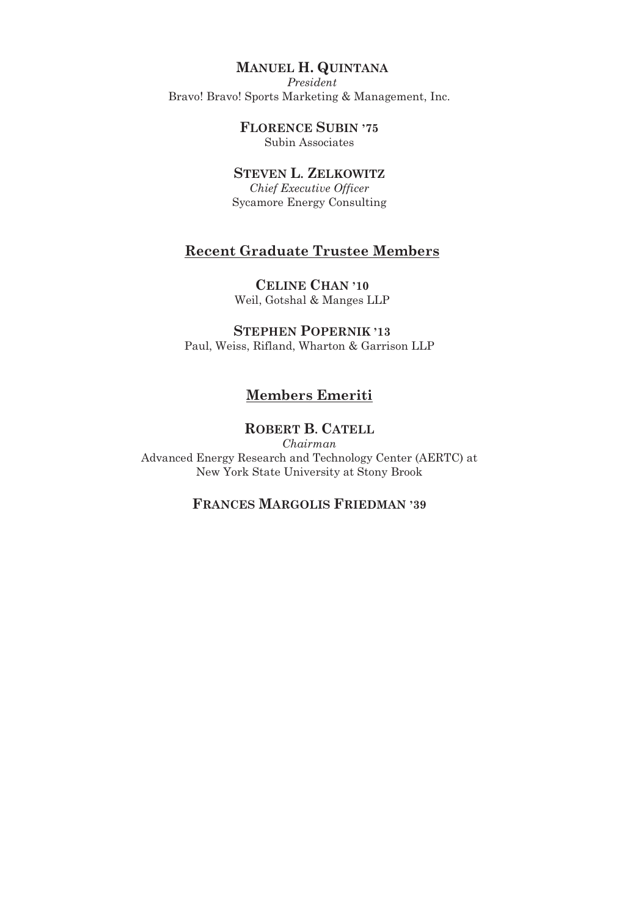**MANUEL H. QUINTANA**
*President*
Bravo! Bravo! Sports Marketing & Management, Inc.

**FLORENCE SUBIN '75**
Subin Associates

**STEVEN L. ZELKOWITZ**
*Chief Executive Officer*
Sycamore Energy Consulting

## Recent Graduate Trustee Members

**CELINE CHAN '10**
Weil, Gotshal & Manges LLP

**STEPHEN POPERNIK '13**
Paul, Weiss, Rifland, Wharton & Garrison LLP

## Members Emeriti

**ROBERT B. CATELL**
*Chairman*
Advanced Energy Research and Technology Center (AERTC) at
New York State University at Stony Brook

**FRANCES MARGOLIS FRIEDMAN '39**